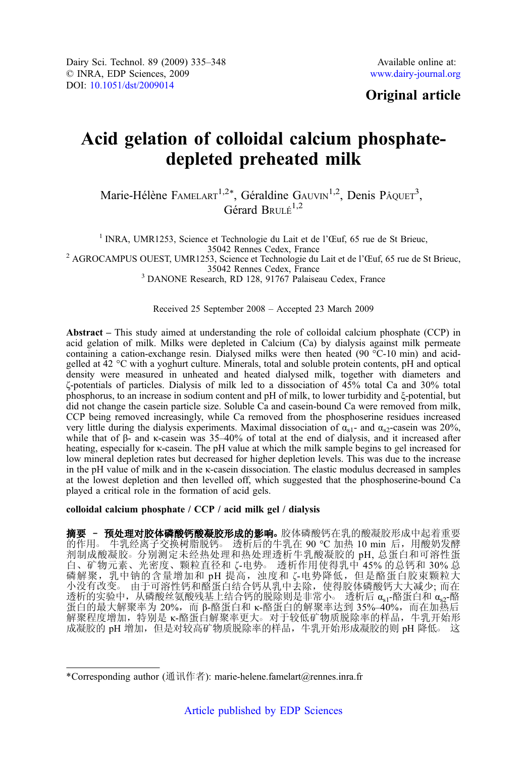Dairy Sci. Technol. 89 (2009) 335–348
© INRA, EDP Sciences, 2009
DOI: 10.1051/dst/2009014

Available online at:
www.dairy-journal.org

**Original article**

# Acid gelation of colloidal calcium phosphate-depleted preheated milk

Marie-Hélène Famelart[1,2]*, Géraldine Gauvin[1,2], Denis Pâquet[3], Gérard Brulé[1,2]

[1] INRA, UMR1253, Science et Technologie du Lait et de l'Œuf, 65 rue de St Brieuc, 35042 Rennes Cedex, France
[2] AGROCAMPUS OUEST, UMR1253, Science et Technologie du Lait et de l'Œuf, 65 rue de St Brieuc, 35042 Rennes Cedex, France
[3] DANONE Research, RD 128, 91767 Palaiseau Cedex, France

Received 25 September 2008 – Accepted 23 March 2009

**Abstract** – This study aimed at understanding the role of colloidal calcium phosphate (CCP) in acid gelation of milk. Milks were depleted in Calcium (Ca) by dialysis against milk permeate containing a cation-exchange resin. Dialysed milks were then heated (90 °C-10 min) and acid-gelled at 42 °C with a yoghurt culture. Minerals, total and soluble protein contents, pH and optical density were measured in unheated and heated dialysed milk, together with diameters and ζ-potentials of particles. Dialysis of milk led to a dissociation of 45% total Ca and 30% total phosphorus, to an increase in sodium content and pH of milk, to lower turbidity and ξ-potential, but did not change the casein particle size. Soluble Ca and casein-bound Ca were removed from milk, CCP being removed increasingly, while Ca removed from the phosphoserine residues increased very little during the dialysis experiments. Maximal dissociation of $\alpha_{s1}$- and $\alpha_{s2}$-casein was 20%, while that of β- and κ-casein was 35–40% of total at the end of dialysis, and it increased after heating, especially for κ-casein. The pH value at which the milk sample begins to gel increased for low mineral depletion rates but decreased for higher depletion levels. This was due to the increase in the pH value of milk and in the κ-casein dissociation. The elastic modulus decreased in samples at the lowest depletion and then levelled off, which suggested that the phosphoserine-bound Ca played a critical role in the formation of acid gels.

**colloidal calcium phosphate / CCP / acid milk gel / dialysis**

**摘要 – 预处理对胶体磷酸钙酸凝胶形成的影响。**胶体磷酸钙在乳的酸凝胶形成中起着重要的作用。 牛乳经离子交换树脂脱钙。 透析后的牛乳在 90 °C 加热 10 min 后，用酸奶发酵剂制成酸凝胶。分别测定未经热处理和热处理透析牛乳酸凝胶的 pH, 总蛋白和可溶性蛋白、矿物元素、光密度、颗粒直径和 ζ-电势。 透析作用使得乳中 45% 的总钙和 30% 总磷解聚，乳中钠的含量增加和 pH 提高，浊度和 ζ-电势降低，但是酪蛋白胶束颗粒大小没有改变。 由于可溶性钙和酪蛋白结合钙从乳中去除，使得胶体磷酸钙大大减少; 而在透析的实验中，从磷酸丝氨酸残基上结合钙的脱除则是非常小。 透析后 $\alpha_{s1}$-酪蛋白和 $\alpha_{s2}$-酪蛋白的最大解聚率为 20%，而 β-酪蛋白和 κ-酪蛋白的解聚率达到 35%–40%，而在加热后解聚程度增加，特别是 κ-酪蛋白解聚率更大。对于较低矿物质脱除率的样品，牛乳开始形成凝胶的 pH 增加，但是对较高矿物质脱除率的样品，牛乳开始形成凝胶的则 pH 降低。 这

*Corresponding author (通讯作者): marie-helene.famelart@rennes.inra.fr

Article published by EDP Sciences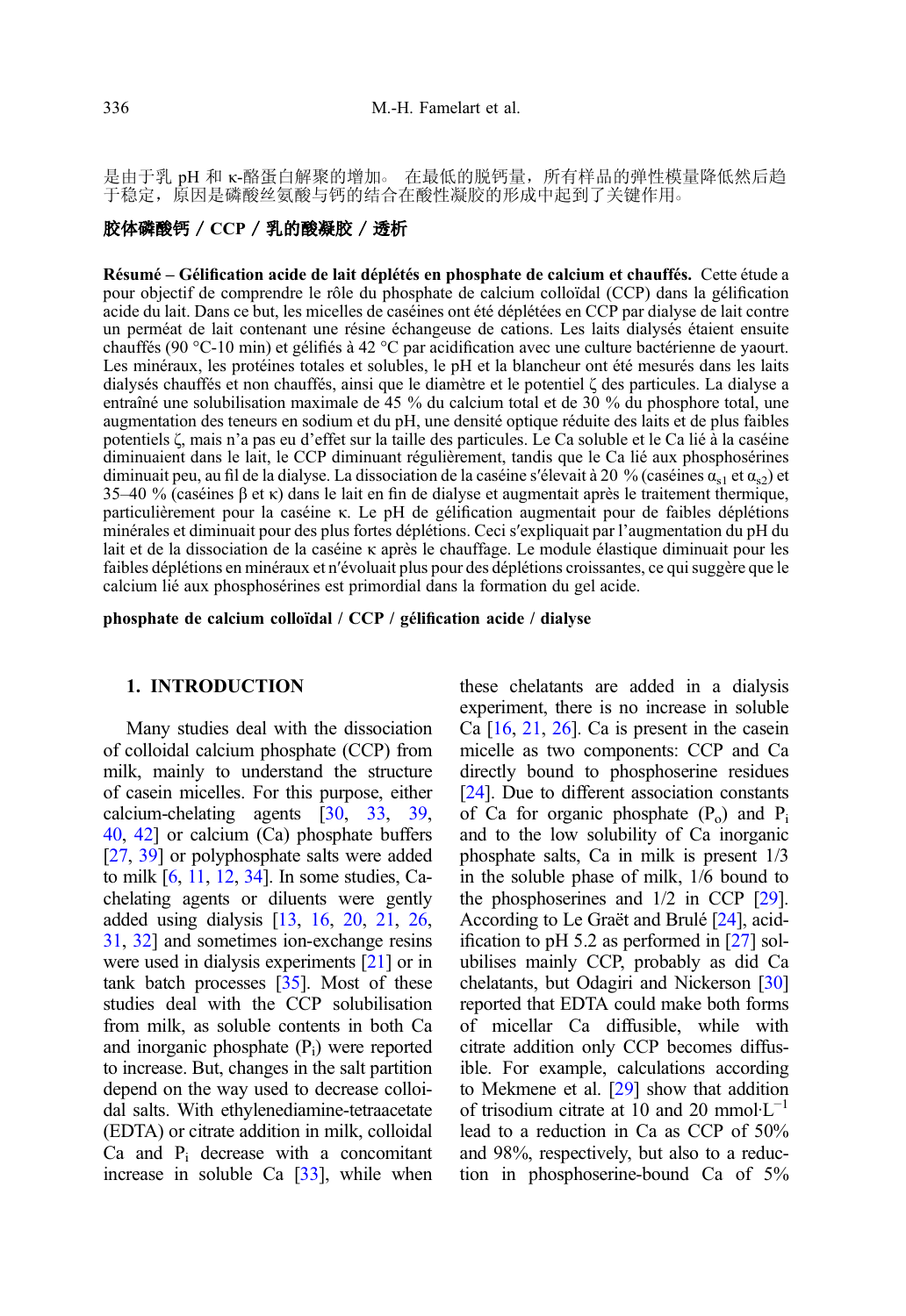是由于乳 pH 和 κ-酪蛋白解聚的增加。 在最低的脱钙量，所有样品的弹性模量降低然后趋于稳定，原因是磷酸丝氨酸与钙的结合在酸性凝胶的形成中起到了关键作用。

**胶体磷酸钙 / CCP / 乳的酸凝胶 / 透析**

**Résumé – Gélification acide de lait déplétés en phosphate de calcium et chauffés.** Cette étude a pour objectif de comprendre le rôle du phosphate de calcium colloïdal (CCP) dans la gélification acide du lait. Dans ce but, les micelles de caséines ont été déplétées en CCP par dialyse de lait contre un perméat de lait contenant une résine échangeuse de cations. Les laits dialysés étaient ensuite chauffés (90 °C-10 min) et gélifiés à 42 °C par acidification avec une culture bactérienne de yaourt. Les minéraux, les protéines totales et solubles, le pH et la blancheur ont été mesurés dans les laits dialysés chauffés et non chauffés, ainsi que le diamètre et le potentiel ζ des particules. La dialyse a entraîné une solubilisation maximale de 45 % du calcium total et de 30 % du phosphore total, une augmentation des teneurs en sodium et du pH, une densité optique réduite des laits et de plus faibles potentiels ζ, mais n'a pas eu d'effet sur la taille des particules. Le Ca soluble et le Ca lié à la caséine diminuaient dans le lait, le CCP diminuant régulièrement, tandis que le Ca lié aux phosphosérines diminuait peu, au fil de la dialyse. La dissociation de la caséine s'élevait à 20 % (caséines $\alpha_{s1}$ et $\alpha_{s2}$) et 35–40 % (caséines β et κ) dans le lait en fin de dialyse et augmentait après le traitement thermique, particulièrement pour la caséine κ. Le pH de gélification augmentait pour de faibles déplétions minérales et diminuait pour des plus fortes déplétions. Ceci s'expliquait par l'augmentation du pH du lait et de la dissociation de la caséine κ après le chauffage. Le module élastique diminuait pour les faibles déplétions en minéraux et n'évoluait plus pour des déplétions croissantes, ce qui suggère que le calcium lié aux phosphosérines est primordial dans la formation du gel acide.

**phosphate de calcium colloïdal / CCP / gélification acide / dialyse**

## 1. INTRODUCTION

Many studies deal with the dissociation of colloidal calcium phosphate (CCP) from milk, mainly to understand the structure of casein micelles. For this purpose, either calcium-chelating agents [30, 33, 39, 40, 42] or calcium (Ca) phosphate buffers [27, 39] or polyphosphate salts were added to milk [6, 11, 12, 34]. In some studies, Ca-chelating agents or diluents were gently added using dialysis [13, 16, 20, 21, 26, 31, 32] and sometimes ion-exchange resins were used in dialysis experiments [21] or in tank batch processes [35]. Most of these studies deal with the CCP solubilisation from milk, as soluble contents in both Ca and inorganic phosphate ($P_i$) were reported to increase. But, changes in the salt partition depend on the way used to decrease colloidal salts. With ethylenediamine-tetraacetate (EDTA) or citrate addition in milk, colloidal Ca and $P_i$ decrease with a concomitant increase in soluble Ca [33], while when these chelatants are added in a dialysis experiment, there is no increase in soluble Ca [16, 21, 26]. Ca is present in the casein micelle as two components: CCP and Ca directly bound to phosphoserine residues [24]. Due to different association constants of Ca for organic phosphate ($P_o$) and $P_i$ and to the low solubility of Ca inorganic phosphate salts, Ca in milk is present 1/3 in the soluble phase of milk, 1/6 bound to the phosphoserines and 1/2 in CCP [29]. According to Le Graët and Brulé [24], acidification to pH 5.2 as performed in [27] solubilises mainly CCP, probably as did Ca chelatants, but Odagiri and Nickerson [30] reported that EDTA could make both forms of micellar Ca diffusible, while with citrate addition only CCP becomes diffusible. For example, calculations according to Mekmene et al. [29] show that addition of trisodium citrate at 10 and 20 $mmol \cdot L^{-1}$ lead to a reduction in Ca as CCP of 50% and 98%, respectively, but also to a reduction in phosphoserine-bound Ca of 5%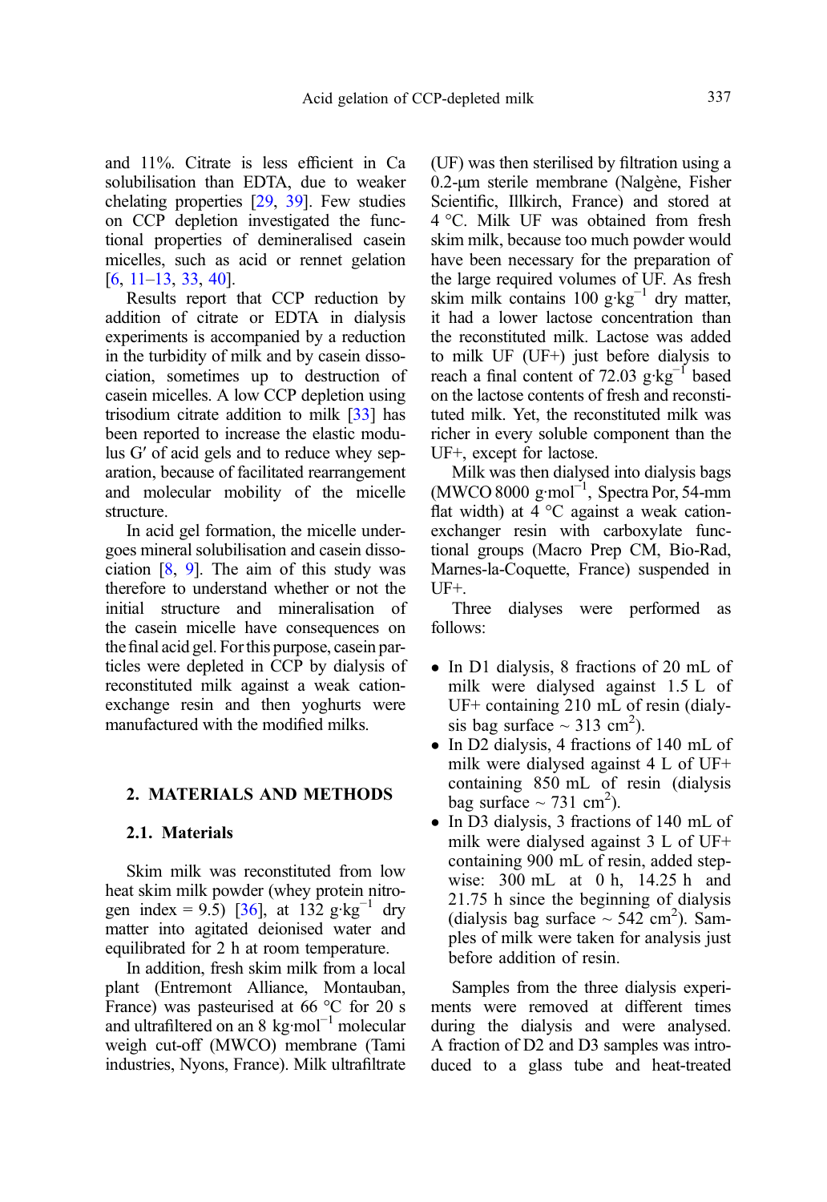and 11%. Citrate is less efficient in Ca solubilisation than EDTA, due to weaker chelating properties [29, 39]. Few studies on CCP depletion investigated the functional properties of demineralised casein micelles, such as acid or rennet gelation [6, 11–13, 33, 40].

Results report that CCP reduction by addition of citrate or EDTA in dialysis experiments is accompanied by a reduction in the turbidity of milk and by casein dissociation, sometimes up to destruction of casein micelles. A low CCP depletion using trisodium citrate addition to milk [33] has been reported to increase the elastic modulus G′ of acid gels and to reduce whey separation, because of facilitated rearrangement and molecular mobility of the micelle structure.

In acid gel formation, the micelle undergoes mineral solubilisation and casein dissociation [8, 9]. The aim of this study was therefore to understand whether or not the initial structure and mineralisation of the casein micelle have consequences on the final acid gel. For this purpose, casein particles were depleted in CCP by dialysis of reconstituted milk against a weak cation-exchange resin and then yoghurts were manufactured with the modified milks.

## 2. MATERIALS AND METHODS

### 2.1. Materials

Skim milk was reconstituted from low heat skim milk powder (whey protein nitrogen index = 9.5) [36], at 132 $g \cdot kg^{-1}$ dry matter into agitated deionised water and equilibrated for 2 h at room temperature.

In addition, fresh skim milk from a local plant (Entremont Alliance, Montauban, France) was pasteurised at 66 °C for 20 s and ultrafiltered on an 8 $kg \cdot mol^{-1}$ molecular weigh cut-off (MWCO) membrane (Tami industries, Nyons, France). Milk ultrafiltrate (UF) was then sterilised by filtration using a 0.2-µm sterile membrane (Nalgène, Fisher Scientific, Illkirch, France) and stored at 4 °C. Milk UF was obtained from fresh skim milk, because too much powder would have been necessary for the preparation of the large required volumes of UF. As fresh skim milk contains 100 $g \cdot kg^{-1}$ dry matter, it had a lower lactose concentration than the reconstituted milk. Lactose was added to milk UF (UF+) just before dialysis to reach a final content of 72.03 $g \cdot kg^{-1}$ based on the lactose contents of fresh and reconstituted milk. Yet, the reconstituted milk was richer in every soluble component than the UF+, except for lactose.

Milk was then dialysed into dialysis bags (MWCO 8000 $g \cdot mol^{-1}$, Spectra Por, 54-mm flat width) at 4 °C against a weak cation-exchanger resin with carboxylate functional groups (Macro Prep CM, Bio-Rad, Marnes-la-Coquette, France) suspended in UF+.

Three dialyses were performed as follows:

- In D1 dialysis, 8 fractions of 20 mL of milk were dialysed against 1.5 L of UF+ containing 210 mL of resin (dialysis bag surface ~ 313 $cm^2$).
- In D2 dialysis, 4 fractions of 140 mL of milk were dialysed against 4 L of UF+ containing 850 mL of resin (dialysis bag surface ~ 731 $cm^2$).
- In D3 dialysis, 3 fractions of 140 mL of milk were dialysed against 3 L of UF+ containing 900 mL of resin, added stepwise: 300 mL at 0 h, 14.25 h and 21.75 h since the beginning of dialysis (dialysis bag surface ~ 542 $cm^2$). Samples of milk were taken for analysis just before addition of resin.

Samples from the three dialysis experiments were removed at different times during the dialysis and were analysed. A fraction of D2 and D3 samples was introduced to a glass tube and heat-treated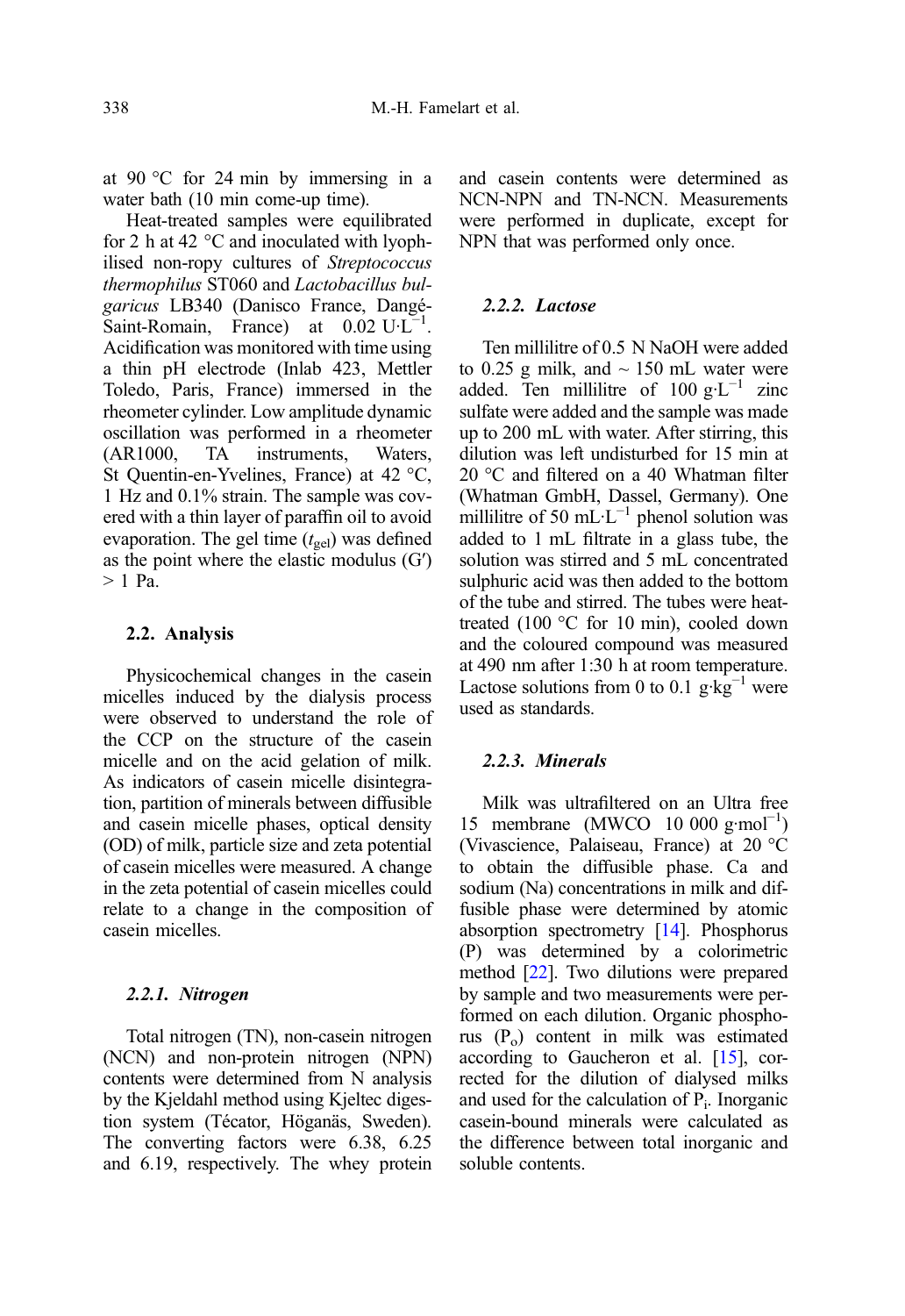at 90 °C for 24 min by immersing in a water bath (10 min come-up time).

Heat-treated samples were equilibrated for 2 h at 42 °C and inoculated with lyophilised non-ropy cultures of *Streptococcus thermophilus* ST060 and *Lactobacillus bulgaricus* LB340 (Danisco France, Dangé-Saint-Romain, France) at 0.02 $U \cdot L^{-1}$. Acidification was monitored with time using a thin pH electrode (Inlab 423, Mettler Toledo, Paris, France) immersed in the rheometer cylinder. Low amplitude dynamic oscillation was performed in a rheometer (AR1000, TA instruments, Waters, St Quentin-en-Yvelines, France) at 42 °C, 1 Hz and 0.1% strain. The sample was covered with a thin layer of paraffin oil to avoid evaporation. The gel time ($t_{gel}$) was defined as the point where the elastic modulus (G′) > 1 Pa.

## 2.2. Analysis

Physicochemical changes in the casein micelles induced by the dialysis process were observed to understand the role of the CCP on the structure of the casein micelle and on the acid gelation of milk. As indicators of casein micelle disintegration, partition of minerals between diffusible and casein micelle phases, optical density (OD) of milk, particle size and zeta potential of casein micelles were measured. A change in the zeta potential of casein micelles could relate to a change in the composition of casein micelles.

### *2.2.1. Nitrogen*

Total nitrogen (TN), non-casein nitrogen (NCN) and non-protein nitrogen (NPN) contents were determined from N analysis by the Kjeldahl method using Kjeltec digestion system (Técator, Höganäs, Sweden). The converting factors were 6.38, 6.25 and 6.19, respectively. The whey protein and casein contents were determined as NCN-NPN and TN-NCN. Measurements were performed in duplicate, except for NPN that was performed only once.

### *2.2.2. Lactose*

Ten millilitre of 0.5 N NaOH were added to 0.25 g milk, and ~ 150 mL water were added. Ten millilitre of 100 $g \cdot L^{-1}$ zinc sulfate were added and the sample was made up to 200 mL with water. After stirring, this dilution was left undisturbed for 15 min at 20 °C and filtered on a 40 Whatman filter (Whatman GmbH, Dassel, Germany). One millilitre of 50 $mL \cdot L^{-1}$ phenol solution was added to 1 mL filtrate in a glass tube, the solution was stirred and 5 mL concentrated sulphuric acid was then added to the bottom of the tube and stirred. The tubes were heat-treated (100 °C for 10 min), cooled down and the coloured compound was measured at 490 nm after 1:30 h at room temperature. Lactose solutions from 0 to 0.1 $g \cdot kg^{-1}$ were used as standards.

### *2.2.3. Minerals*

Milk was ultrafiltered on an Ultra free 15 membrane (MWCO 10 000 $g \cdot mol^{-1}$) (Vivascience, Palaiseau, France) at 20 °C to obtain the diffusible phase. Ca and sodium (Na) concentrations in milk and diffusible phase were determined by atomic absorption spectrometry [14]. Phosphorus (P) was determined by a colorimetric method [22]. Two dilutions were prepared by sample and two measurements were performed on each dilution. Organic phosphorus ($P_o$) content in milk was estimated according to Gaucheron et al. [15], corrected for the dilution of dialysed milks and used for the calculation of $P_i$. Inorganic casein-bound minerals were calculated as the difference between total inorganic and soluble contents.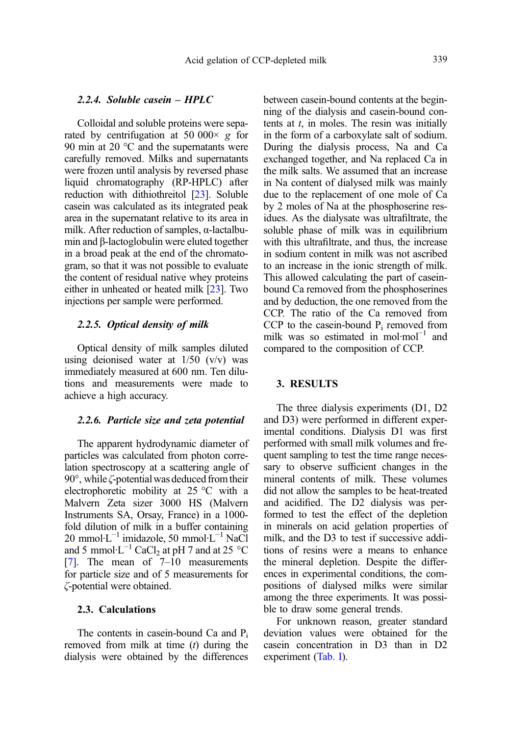### 2.2.4. *Soluble casein – HPLC*

Colloidal and soluble proteins were separated by centrifugation at 50 000× *g* for 90 min at 20 °C and the supernatants were carefully removed. Milks and supernatants were frozen until analysis by reversed phase liquid chromatography (RP-HPLC) after reduction with dithiothreitol [23]. Soluble casein was calculated as its integrated peak area in the supernatant relative to its area in milk. After reduction of samples, α-lactalbumin and β-lactoglobulin were eluted together in a broad peak at the end of the chromatogram, so that it was not possible to evaluate the content of residual native whey proteins either in unheated or heated milk [23]. Two injections per sample were performed.

### 2.2.5. *Optical density of milk*

Optical density of milk samples diluted using deionised water at 1/50 (v/v) was immediately measured at 600 nm. Ten dilutions and measurements were made to achieve a high accuracy.

### 2.2.6. *Particle size and zeta potential*

The apparent hydrodynamic diameter of particles was calculated from photon correlation spectroscopy at a scattering angle of 90°, while ζ-potential was deduced from their electrophoretic mobility at 25 °C with a Malvern Zeta sizer 3000 HS (Malvern Instruments SA, Orsay, France) in a 1000-fold dilution of milk in a buffer containing 20 $mmol{\cdot}L^{-1}$ imidazole, 50 $mmol{\cdot}L^{-1}$ NaCl and 5 $mmol{\cdot}L^{-1}$ $CaCl_2$ at pH 7 and at 25 °C [7]. The mean of 7–10 measurements for particle size and of 5 measurements for ζ-potential were obtained.

## 2.3. Calculations

The contents in casein-bound Ca and $P_i$ removed from milk at time (*t*) during the dialysis were obtained by the differences between casein-bound contents at the beginning of the dialysis and casein-bound contents at *t*, in moles. The resin was initially in the form of a carboxylate salt of sodium. During the dialysis process, Na and Ca exchanged together, and Na replaced Ca in the milk salts. We assumed that an increase in Na content of dialysed milk was mainly due to the replacement of one mole of Ca by 2 moles of Na at the phosphoserine residues. As the dialysate was ultrafiltrate, the soluble phase of milk was in equilibrium with this ultrafiltrate, and thus, the increase in sodium content in milk was not ascribed to an increase in the ionic strength of milk. This allowed calculating the part of casein-bound Ca removed from the phosphoserines and by deduction, the one removed from the CCP. The ratio of the Ca removed from CCP to the casein-bound $P_i$ removed from milk was so estimated in $mol{\cdot}mol^{-1}$ and compared to the composition of CCP.

# 3. RESULTS

The three dialysis experiments (D1, D2 and D3) were performed in different experimental conditions. Dialysis D1 was first performed with small milk volumes and frequent sampling to test the time range necessary to observe sufficient changes in the mineral contents of milk. These volumes did not allow the samples to be heat-treated and acidified. The D2 dialysis was performed to test the effect of the depletion in minerals on acid gelation properties of milk, and the D3 to test if successive additions of resins were a means to enhance the mineral depletion. Despite the differences in experimental conditions, the compositions of dialysed milks were similar among the three experiments. It was possible to draw some general trends.

For unknown reason, greater standard deviation values were obtained for the casein concentration in D3 than in D2 experiment (Tab. I).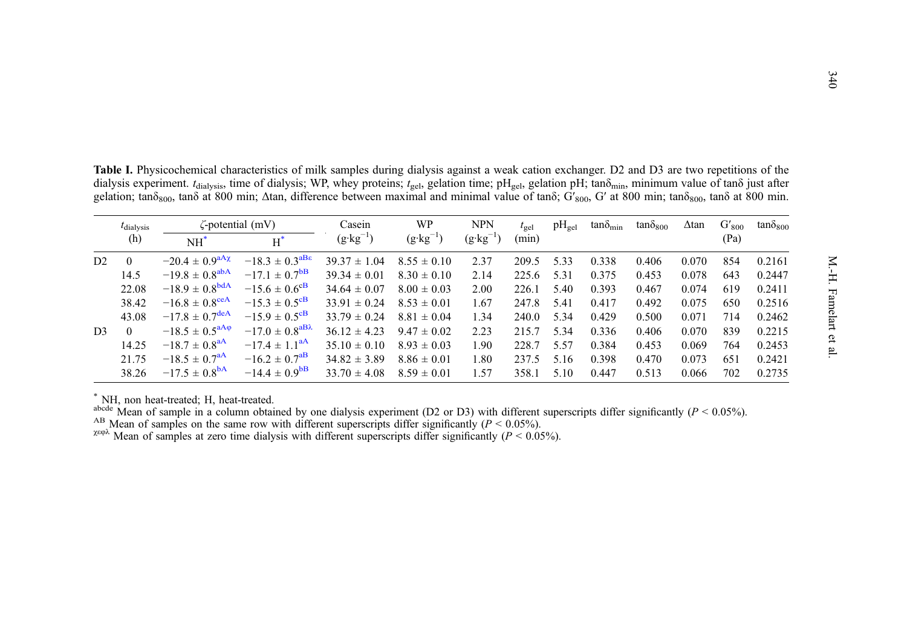**Table I.** Physicochemical characteristics of milk samples during dialysis against a weak cation exchanger. D2 and D3 are two repetitions of the dialysis experiment. $t_{dialysis}$, time of dialysis; WP, whey proteins; $t_{gel}$, gelation time; $pH_{gel}$, gelation pH; $\tan\delta_{min}$, minimum value of tanδ just after gelation; $\tan\delta_{800}$, tanδ at 800 min; Δtan, difference between maximal and minimal value of tanδ; $G'_{800}$, G′ at 800 min; $\tan\delta_{800}$, tanδ at 800 min.

| | $t_{dialysis}$ (h) | ζ-potential (mV) | | Casein ($g \cdot kg^{-1}$) | WP ($g \cdot kg^{-1}$) | NPN ($g \cdot kg^{-1}$) | $t_{gel}$ (min) | $pH_{gel}$ | $\tan\delta_{min}$ | $\tan\delta_{800}$ | Δtan | $G'_{800}$ (Pa) | $\tan\delta_{800}$ |
|---|---|---|---|---|---|---|---|---|---|---|---|---|---|
| | | NH* | H* | | | | | | | | | | |
| D2 | 0 | $-20.4 \pm 0.9^{aA\chi}$ | $-18.3 \pm 0.3^{aB\varepsilon}$ | $39.37 \pm 1.04$ | $8.55 \pm 0.10$ | 2.37 | 209.5 | 5.33 | 0.338 | 0.406 | 0.070 | 854 | 0.2161 |
| | 14.5 | $-19.8 \pm 0.8^{abA}$ | $-17.1 \pm 0.7^{bB}$ | $39.34 \pm 0.01$ | $8.30 \pm 0.10$ | 2.14 | 225.6 | 5.31 | 0.375 | 0.453 | 0.078 | 643 | 0.2447 |
| | 22.08 | $-18.9 \pm 0.8^{bdA}$ | $-15.6 \pm 0.6^{cB}$ | $34.64 \pm 0.07$ | $8.00 \pm 0.03$ | 2.00 | 226.1 | 5.40 | 0.393 | 0.467 | 0.074 | 619 | 0.2411 |
| | 38.42 | $-16.8 \pm 0.8^{ceA}$ | $-15.3 \pm 0.5^{cB}$ | $33.91 \pm 0.24$ | $8.53 \pm 0.01$ | 1.67 | 247.8 | 5.41 | 0.417 | 0.492 | 0.075 | 650 | 0.2516 |
| | 43.08 | $-17.8 \pm 0.7^{deA}$ | $-15.9 \pm 0.5^{cB}$ | $33.79 \pm 0.24$ | $8.81 \pm 0.04$ | 1.34 | 240.0 | 5.34 | 0.429 | 0.500 | 0.071 | 714 | 0.2462 |
| D3 | 0 | $-18.5 \pm 0.5^{aA\varphi}$ | $-17.0 \pm 0.8^{aB\lambda}$ | $36.12 \pm 4.23$ | $9.47 \pm 0.02$ | 2.23 | 215.7 | 5.34 | 0.336 | 0.406 | 0.070 | 839 | 0.2215 |
| | 14.25 | $-18.7 \pm 0.8^{aA}$ | $-17.4 \pm 1.1^{aA}$ | $35.10 \pm 0.10$ | $8.93 \pm 0.03$ | 1.90 | 228.7 | 5.57 | 0.384 | 0.453 | 0.069 | 764 | 0.2453 |
| | 21.75 | $-18.5 \pm 0.7^{aA}$ | $-16.2 \pm 0.7^{aB}$ | $34.82 \pm 3.89$ | $8.86 \pm 0.01$ | 1.80 | 237.5 | 5.16 | 0.398 | 0.470 | 0.073 | 651 | 0.2421 |
| | 38.26 | $-17.5 \pm 0.8^{bA}$ | $-14.4 \pm 0.9^{bB}$ | $33.70 \pm 4.08$ | $8.59 \pm 0.01$ | 1.57 | 358.1 | 5.10 | 0.447 | 0.513 | 0.066 | 702 | 0.2735 |

\* NH, non heat-treated; H, heat-treated.

abcde Mean of sample in a column obtained by one dialysis experiment (D2 or D3) with different superscripts differ significantly ($P < 0.05\%$).

AB Mean of samples on the same row with different superscripts differ significantly ($P < 0.05\%$).

χεφλ Mean of samples at zero time dialysis with different superscripts differ significantly ($P < 0.05\%$).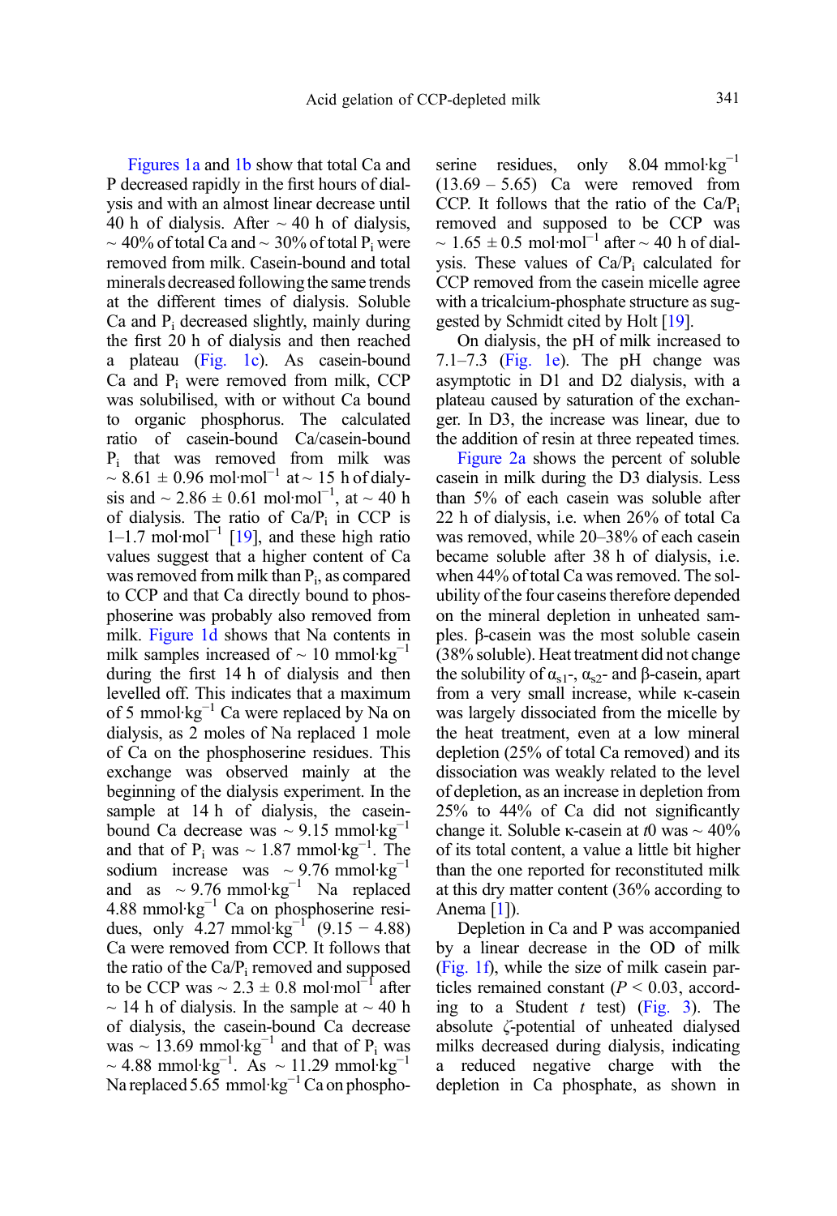Figures 1a and 1b show that total Ca and P decreased rapidly in the first hours of dialysis and with an almost linear decrease until 40 h of dialysis. After ~ 40 h of dialysis, ~ 40% of total Ca and ~ 30% of total $P_i$ were removed from milk. Casein-bound and total minerals decreased following the same trends at the different times of dialysis. Soluble Ca and $P_i$ decreased slightly, mainly during the first 20 h of dialysis and then reached a plateau (Fig. 1c). As casein-bound Ca and $P_i$ were removed from milk, CCP was solubilised, with or without Ca bound to organic phosphorus. The calculated ratio of casein-bound Ca/casein-bound $P_i$ that was removed from milk was ~ 8.61 ± 0.96 $mol \cdot mol^{-1}$ at ~ 15 h of dialysis and ~ 2.86 ± 0.61 $mol \cdot mol^{-1}$, at ~ 40 h of dialysis. The ratio of Ca/$P_i$ in CCP is 1–1.7 $mol \cdot mol^{-1}$ [19], and these high ratio values suggest that a higher content of Ca was removed from milk than $P_i$, as compared to CCP and that Ca directly bound to phosphoserine was probably also removed from milk. Figure 1d shows that Na contents in milk samples increased of ~ 10 $mmol \cdot kg^{-1}$ during the first 14 h of dialysis and then levelled off. This indicates that a maximum of 5 $mmol \cdot kg^{-1}$ Ca were replaced by Na on dialysis, as 2 moles of Na replaced 1 mole of Ca on the phosphoserine residues. This exchange was observed mainly at the beginning of the dialysis experiment. In the sample at 14 h of dialysis, the casein-bound Ca decrease was ~ 9.15 $mmol \cdot kg^{-1}$ and that of $P_i$ was ~ 1.87 $mmol \cdot kg^{-1}$. The sodium increase was ~ 9.76 $mmol \cdot kg^{-1}$ and as ~ 9.76 $mmol \cdot kg^{-1}$ Na replaced 4.88 $mmol \cdot kg^{-1}$ Ca on phosphoserine residues, only 4.27 $mmol \cdot kg^{-1}$ (9.15 − 4.88) Ca were removed from CCP. It follows that the ratio of the Ca/$P_i$ removed and supposed to be CCP was ~ 2.3 ± 0.8 $mol \cdot mol^{-1}$ after ~ 14 h of dialysis. In the sample at ~ 40 h of dialysis, the casein-bound Ca decrease was ~ 13.69 $mmol \cdot kg^{-1}$ and that of $P_i$ was ~ 4.88 $mmol \cdot kg^{-1}$. As ~ 11.29 $mmol \cdot kg^{-1}$ Na replaced 5.65 $mmol \cdot kg^{-1}$ Ca on phosphoserine residues, only 8.04 $mmol \cdot kg^{-1}$ (13.69 – 5.65) Ca were removed from CCP. It follows that the ratio of the Ca/$P_i$ removed and supposed to be CCP was ~ 1.65 ± 0.5 $mol \cdot mol^{-1}$ after ~ 40 h of dialysis. These values of Ca/$P_i$ calculated for CCP removed from the casein micelle agree with a tricalcium-phosphate structure as suggested by Schmidt cited by Holt [19].

On dialysis, the pH of milk increased to 7.1–7.3 (Fig. 1e). The pH change was asymptotic in D1 and D2 dialysis, with a plateau caused by saturation of the exchanger. In D3, the increase was linear, due to the addition of resin at three repeated times.

Figure 2a shows the percent of soluble casein in milk during the D3 dialysis. Less than 5% of each casein was soluble after 22 h of dialysis, i.e. when 26% of total Ca was removed, while 20–38% of each casein became soluble after 38 h of dialysis, i.e. when 44% of total Ca was removed. The solubility of the four caseins therefore depended on the mineral depletion in unheated samples. β-casein was the most soluble casein (38% soluble). Heat treatment did not change the solubility of $\alpha_{s1}$-, $\alpha_{s2}$- and β-casein, apart from a very small increase, while κ-casein was largely dissociated from the micelle by the heat treatment, even at a low mineral depletion (25% of total Ca removed) and its dissociation was weakly related to the level of depletion, as an increase in depletion from 25% to 44% of Ca did not significantly change it. Soluble κ-casein at *t*0 was ~ 40% of its total content, a value a little bit higher than the one reported for reconstituted milk at this dry matter content (36% according to Anema [1]).

Depletion in Ca and P was accompanied by a linear decrease in the OD of milk (Fig. 1f), while the size of milk casein particles remained constant ($P < 0.03$, according to a Student *t* test) (Fig. 3). The absolute ζ-potential of unheated dialysed milks decreased during dialysis, indicating a reduced negative charge with the depletion in Ca phosphate, as shown in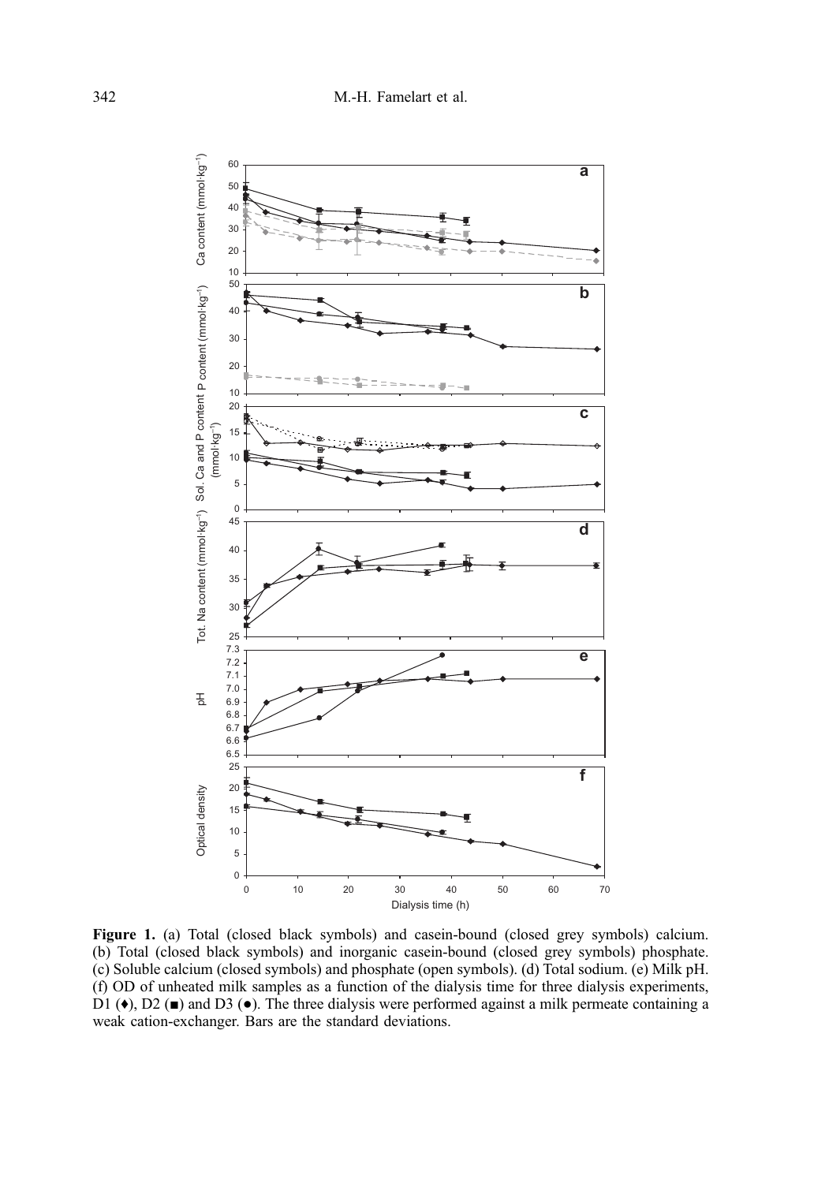**Figure 1.** (a) Total (closed black symbols) and casein-bound (closed grey symbols) calcium. (b) Total (closed black symbols) and inorganic casein-bound (closed grey symbols) phosphate. (c) Soluble calcium (closed symbols) and phosphate (open symbols). (d) Total sodium. (e) Milk pH. (f) OD of unheated milk samples as a function of the dialysis time for three dialysis experiments, D1 (♦), D2 (■) and D3 (●). The three dialysis were performed against a milk permeate containing a weak cation-exchanger. Bars are the standard deviations.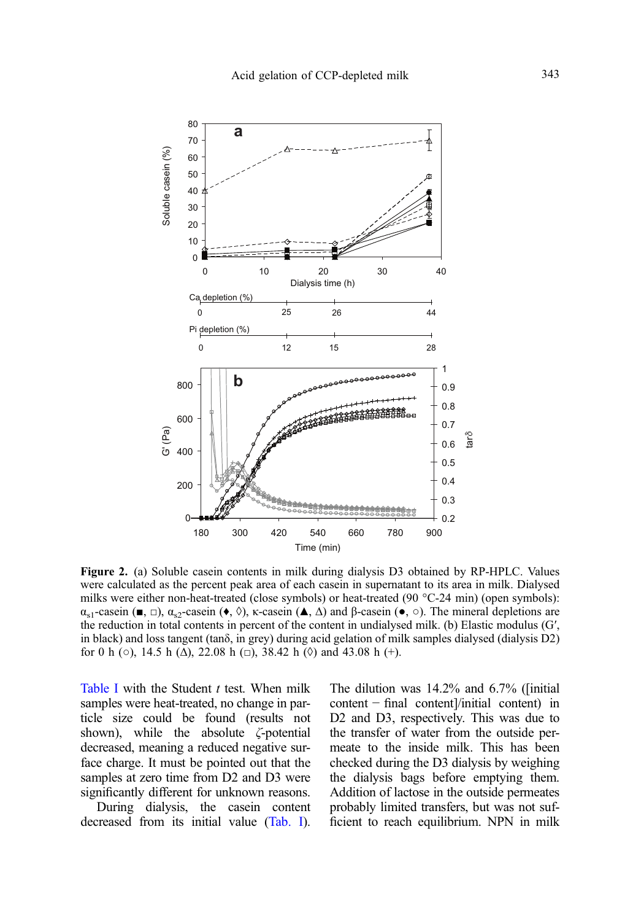**Figure 2.** (a) Soluble casein contents in milk during dialysis D3 obtained by RP-HPLC. Values were calculated as the percent peak area of each casein in supernatant to its area in milk. Dialysed milks were either non-heat-treated (close symbols) or heat-treated (90 °C-24 min) (open symbols): $\alpha_{s1}$-casein (■, □), $\alpha_{s2}$-casein (♦, ◊), κ-casein (▲, Δ) and β-casein (●, ○). The mineral depletions are the reduction in total contents in percent of the content in undialysed milk. (b) Elastic modulus (G′, in black) and loss tangent (tanδ, in grey) during acid gelation of milk samples dialysed (dialysis D2) for 0 h (○), 14.5 h (Δ), 22.08 h (□), 38.42 h (◊) and 43.08 h (+).

Table I with the Student $t$ test. When milk samples were heat-treated, no change in particle size could be found (results not shown), while the absolute ζ-potential decreased, meaning a reduced negative surface charge. It must be pointed out that the samples at zero time from D2 and D3 were significantly different for unknown reasons.

During dialysis, the casein content decreased from its initial value (Tab. I). The dilution was 14.2% and 6.7% ([initial content − final content]/initial content) in D2 and D3, respectively. This was due to the transfer of water from the outside permeate to the inside milk. This has been checked during the D3 dialysis by weighing the dialysis bags before emptying them. Addition of lactose in the outside permeates probably limited transfers, but was not sufficient to reach equilibrium. NPN in milk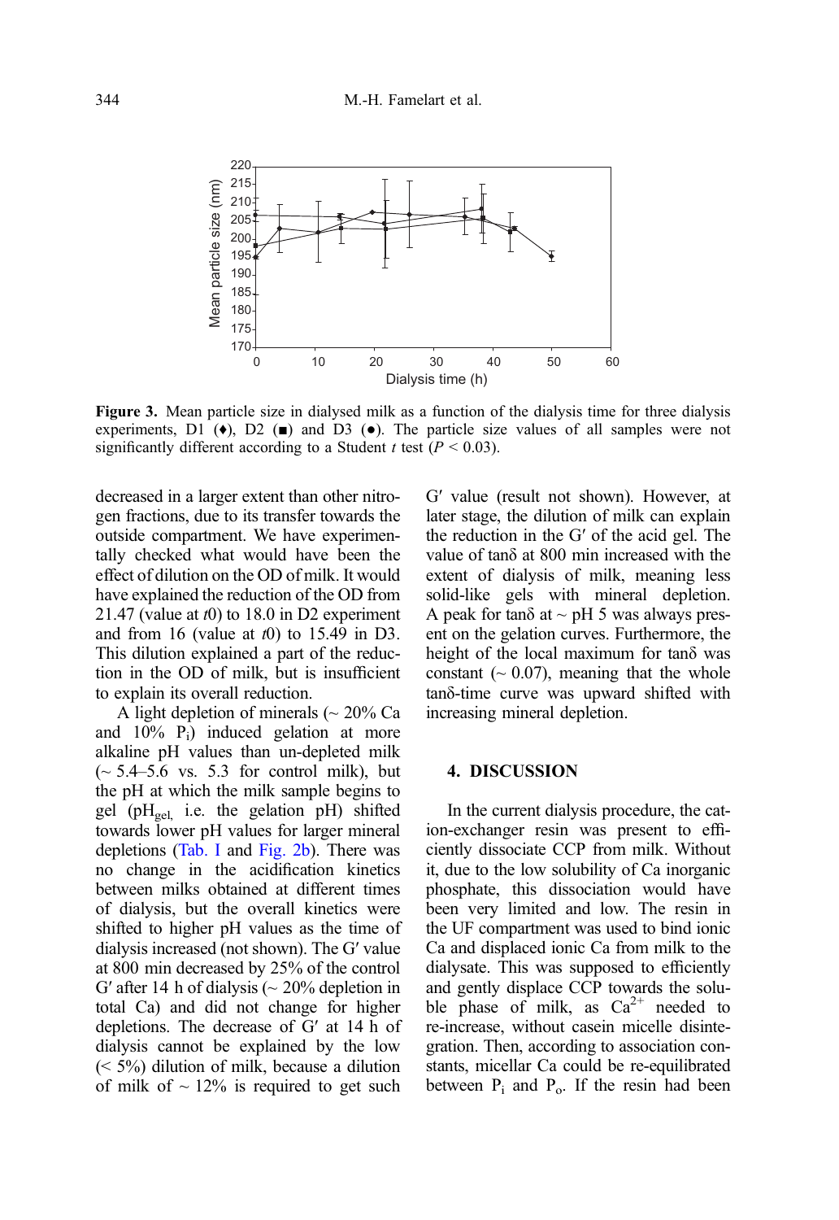**Figure 3.** Mean particle size in dialysed milk as a function of the dialysis time for three dialysis experiments, D1 (♦), D2 (■) and D3 (●). The particle size values of all samples were not significantly different according to a Student *t* test ($P < 0.03$).

decreased in a larger extent than other nitrogen fractions, due to its transfer towards the outside compartment. We have experimentally checked what would have been the effect of dilution on the OD of milk. It would have explained the reduction of the OD from 21.47 (value at *t*0) to 18.0 in D2 experiment and from 16 (value at *t*0) to 15.49 in D3. This dilution explained a part of the reduction in the OD of milk, but is insufficient to explain its overall reduction.

A light depletion of minerals (~ 20% Ca and 10% $P_i$) induced gelation at more alkaline pH values than un-depleted milk (~ 5.4–5.6 vs. 5.3 for control milk), but the pH at which the milk sample begins to gel ($pH_{gel,}$ i.e. the gelation pH) shifted towards lower pH values for larger mineral depletions (Tab. I and Fig. 2b). There was no change in the acidification kinetics between milks obtained at different times of dialysis, but the overall kinetics were shifted to higher pH values as the time of dialysis increased (not shown). The G′ value at 800 min decreased by 25% of the control G′ after 14 h of dialysis (~ 20% depletion in total Ca) and did not change for higher depletions. The decrease of G′ at 14 h of dialysis cannot be explained by the low (< 5%) dilution of milk, because a dilution of milk of ~ 12% is required to get such G′ value (result not shown). However, at later stage, the dilution of milk can explain the reduction in the G′ of the acid gel. The value of tanδ at 800 min increased with the extent of dialysis of milk, meaning less solid-like gels with mineral depletion. A peak for tanδ at ~ pH 5 was always present on the gelation curves. Furthermore, the height of the local maximum for tanδ was constant (~ 0.07), meaning that the whole tanδ-time curve was upward shifted with increasing mineral depletion.

## 4. DISCUSSION

In the current dialysis procedure, the cation-exchanger resin was present to efficiently dissociate CCP from milk. Without it, due to the low solubility of Ca inorganic phosphate, this dissociation would have been very limited and low. The resin in the UF compartment was used to bind ionic Ca and displaced ionic Ca from milk to the dialysate. This was supposed to efficiently and gently displace CCP towards the soluble phase of milk, as $Ca^{2+}$ needed to re-increase, without casein micelle disintegration. Then, according to association constants, micellar Ca could be re-equilibrated between $P_i$ and $P_o$. If the resin had been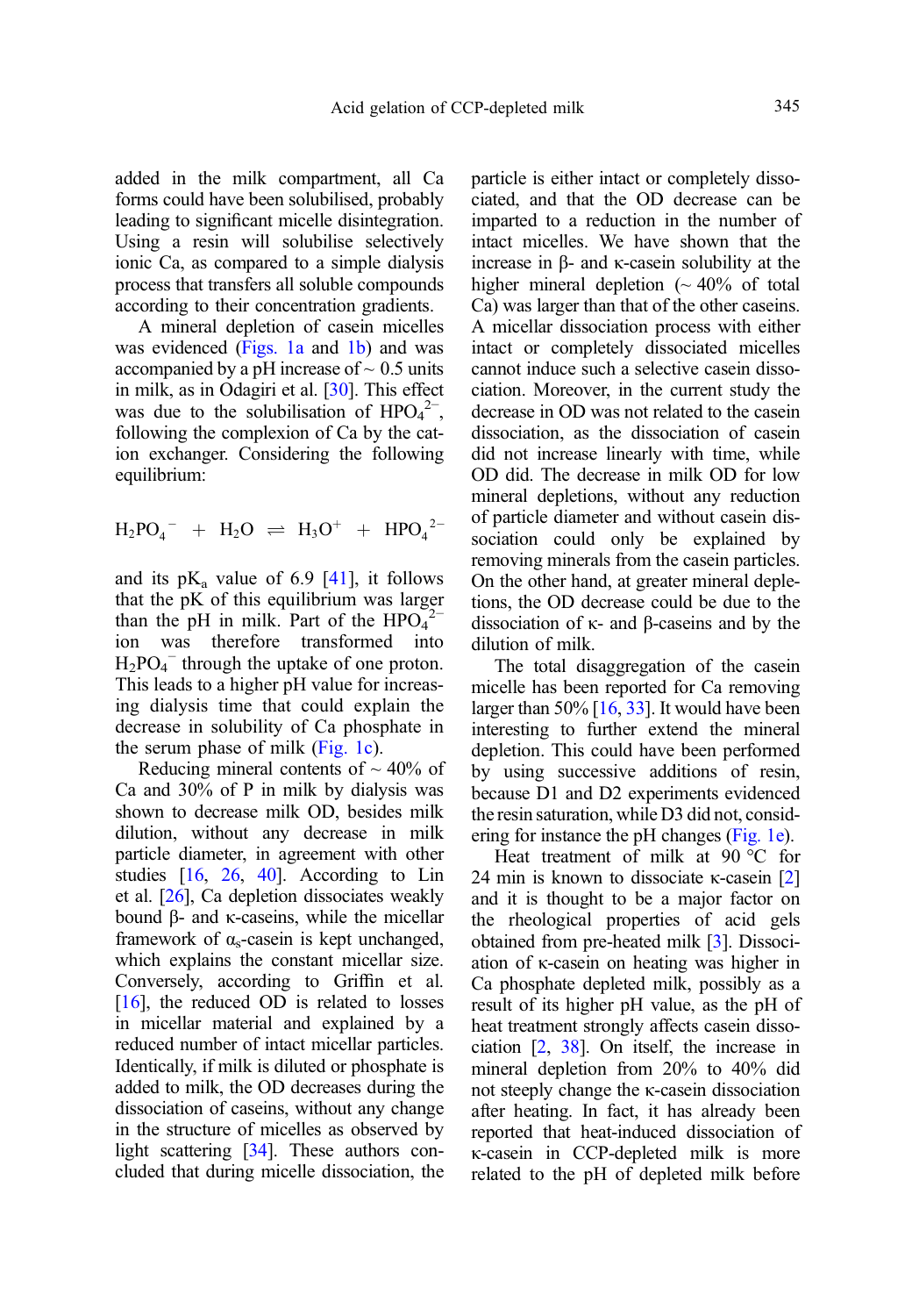added in the milk compartment, all Ca forms could have been solubilised, probably leading to significant micelle disintegration. Using a resin will solubilise selectively ionic Ca, as compared to a simple dialysis process that transfers all soluble compounds according to their concentration gradients.

A mineral depletion of casein micelles was evidenced (Figs. 1a and 1b) and was accompanied by a pH increase of ~ 0.5 units in milk, as in Odagiri et al. [30]. This effect was due to the solubilisation of $HPO_4^{2-}$, following the complexion of Ca by the cation exchanger. Considering the following equilibrium:

$$H_2PO_4^- + H_2O \rightleftharpoons H_3O^+ + HPO_4^{2-}$$

and its $pK_a$ value of 6.9 [41], it follows that the pK of this equilibrium was larger than the pH in milk. Part of the $HPO_4^{2-}$ ion was therefore transformed into $H_2PO_4^-$ through the uptake of one proton. This leads to a higher pH value for increasing dialysis time that could explain the decrease in solubility of Ca phosphate in the serum phase of milk (Fig. 1c).

Reducing mineral contents of ~ 40% of Ca and 30% of P in milk by dialysis was shown to decrease milk OD, besides milk dilution, without any decrease in milk particle diameter, in agreement with other studies [16, 26, 40]. According to Lin et al. [26], Ca depletion dissociates weakly bound β- and κ-caseins, while the micellar framework of $\alpha_s$-casein is kept unchanged, which explains the constant micellar size. Conversely, according to Griffin et al. [16], the reduced OD is related to losses in micellar material and explained by a reduced number of intact micellar particles. Identically, if milk is diluted or phosphate is added to milk, the OD decreases during the dissociation of caseins, without any change in the structure of micelles as observed by light scattering [34]. These authors concluded that during micelle dissociation, the particle is either intact or completely dissociated, and that the OD decrease can be imparted to a reduction in the number of intact micelles. We have shown that the increase in β- and κ-casein solubility at the higher mineral depletion (~ 40% of total Ca) was larger than that of the other caseins. A micellar dissociation process with either intact or completely dissociated micelles cannot induce such a selective casein dissociation. Moreover, in the current study the decrease in OD was not related to the casein dissociation, as the dissociation of casein did not increase linearly with time, while OD did. The decrease in milk OD for low mineral depletions, without any reduction of particle diameter and without casein dissociation could only be explained by removing minerals from the casein particles. On the other hand, at greater mineral depletions, the OD decrease could be due to the dissociation of κ- and β-caseins and by the dilution of milk.

The total disaggregation of the casein micelle has been reported for Ca removing larger than 50% [16, 33]. It would have been interesting to further extend the mineral depletion. This could have been performed by using successive additions of resin, because D1 and D2 experiments evidenced the resin saturation, while D3 did not, considering for instance the pH changes (Fig. 1e).

Heat treatment of milk at 90 °C for 24 min is known to dissociate κ-casein [2] and it is thought to be a major factor on the rheological properties of acid gels obtained from pre-heated milk [3]. Dissociation of κ-casein on heating was higher in Ca phosphate depleted milk, possibly as a result of its higher pH value, as the pH of heat treatment strongly affects casein dissociation [2, 38]. On itself, the increase in mineral depletion from 20% to 40% did not steeply change the κ-casein dissociation after heating. In fact, it has already been reported that heat-induced dissociation of κ-casein in CCP-depleted milk is more related to the pH of depleted milk before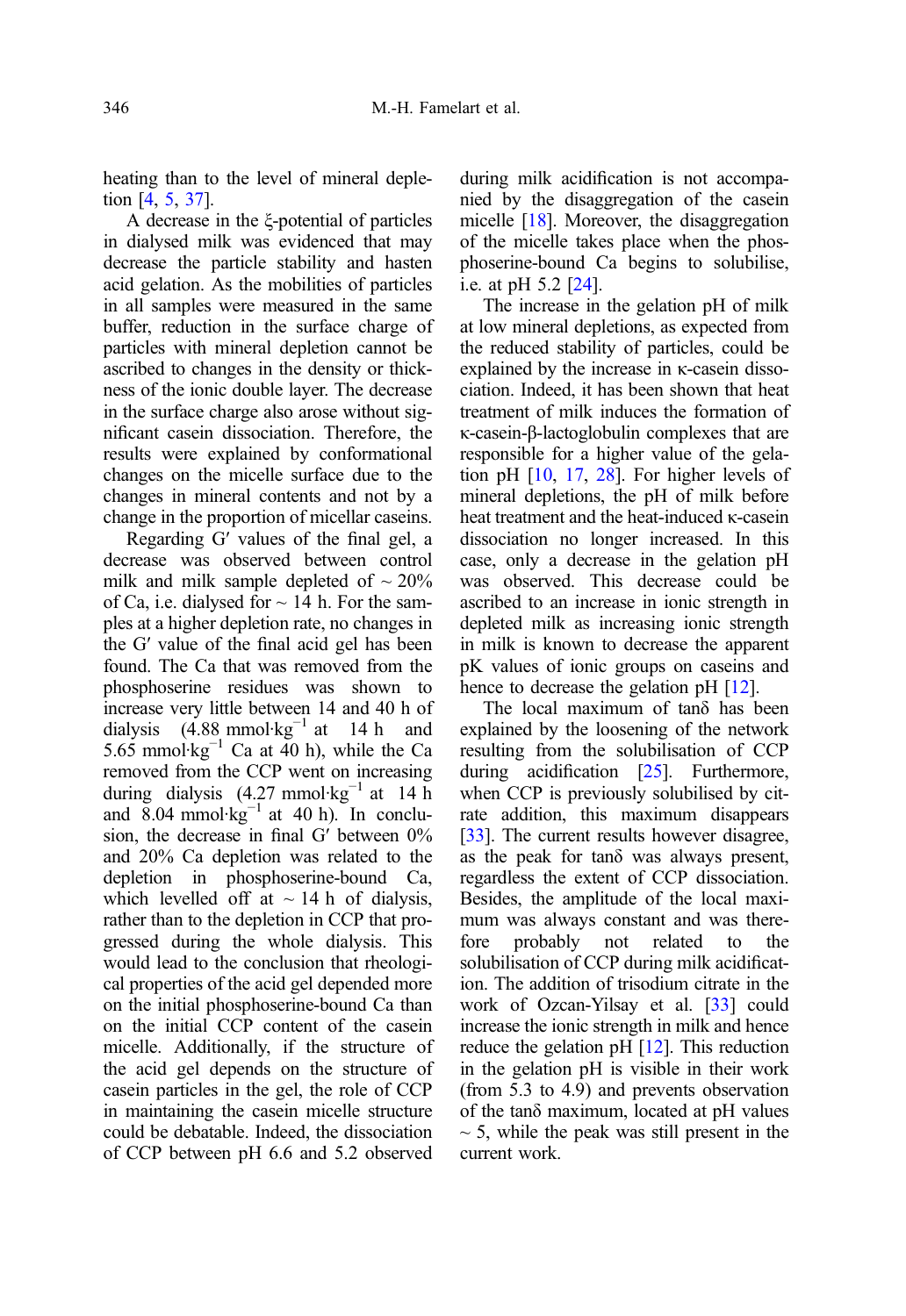heating than to the level of mineral depletion [4, 5, 37].

A decrease in the ξ-potential of particles in dialysed milk was evidenced that may decrease the particle stability and hasten acid gelation. As the mobilities of particles in all samples were measured in the same buffer, reduction in the surface charge of particles with mineral depletion cannot be ascribed to changes in the density or thickness of the ionic double layer. The decrease in the surface charge also arose without significant casein dissociation. Therefore, the results were explained by conformational changes on the micelle surface due to the changes in mineral contents and not by a change in the proportion of micellar caseins.

Regarding G′ values of the final gel, a decrease was observed between control milk and milk sample depleted of ~ 20% of Ca, i.e. dialysed for ~ 14 h. For the samples at a higher depletion rate, no changes in the G′ value of the final acid gel has been found. The Ca that was removed from the phosphoserine residues was shown to increase very little between 14 and 40 h of dialysis ($4.88\ \text{mmol·kg}^{-1}$ at 14 h and $5.65\ \text{mmol·kg}^{-1}$ Ca at 40 h), while the Ca removed from the CCP went on increasing during dialysis ($4.27\ \text{mmol·kg}^{-1}$ at 14 h and $8.04\ \text{mmol·kg}^{-1}$ at 40 h). In conclusion, the decrease in final G′ between 0% and 20% Ca depletion was related to the depletion in phosphoserine-bound Ca, which levelled off at ~ 14 h of dialysis, rather than to the depletion in CCP that progressed during the whole dialysis. This would lead to the conclusion that rheological properties of the acid gel depended more on the initial phosphoserine-bound Ca than on the initial CCP content of the casein micelle. Additionally, if the structure of the acid gel depends on the structure of casein particles in the gel, the role of CCP in maintaining the casein micelle structure could be debatable. Indeed, the dissociation of CCP between pH 6.6 and 5.2 observed during milk acidification is not accompanied by the disaggregation of the casein micelle [18]. Moreover, the disaggregation of the micelle takes place when the phosphoserine-bound Ca begins to solubilise, i.e. at pH 5.2 [24].

The increase in the gelation pH of milk at low mineral depletions, as expected from the reduced stability of particles, could be explained by the increase in κ-casein dissociation. Indeed, it has been shown that heat treatment of milk induces the formation of κ-casein-β-lactoglobulin complexes that are responsible for a higher value of the gelation pH [10, 17, 28]. For higher levels of mineral depletions, the pH of milk before heat treatment and the heat-induced κ-casein dissociation no longer increased. In this case, only a decrease in the gelation pH was observed. This decrease could be ascribed to an increase in ionic strength in depleted milk as increasing ionic strength in milk is known to decrease the apparent pK values of ionic groups on caseins and hence to decrease the gelation pH [12].

The local maximum of tanδ has been explained by the loosening of the network resulting from the solubilisation of CCP during acidification [25]. Furthermore, when CCP is previously solubilised by citrate addition, this maximum disappears [33]. The current results however disagree, as the peak for tanδ was always present, regardless the extent of CCP dissociation. Besides, the amplitude of the local maximum was always constant and was therefore probably not related to the solubilisation of CCP during milk acidification. The addition of trisodium citrate in the work of Ozcan-Yilsay et al. [33] could increase the ionic strength in milk and hence reduce the gelation pH [12]. This reduction in the gelation pH is visible in their work (from 5.3 to 4.9) and prevents observation of the tanδ maximum, located at pH values ~ 5, while the peak was still present in the current work.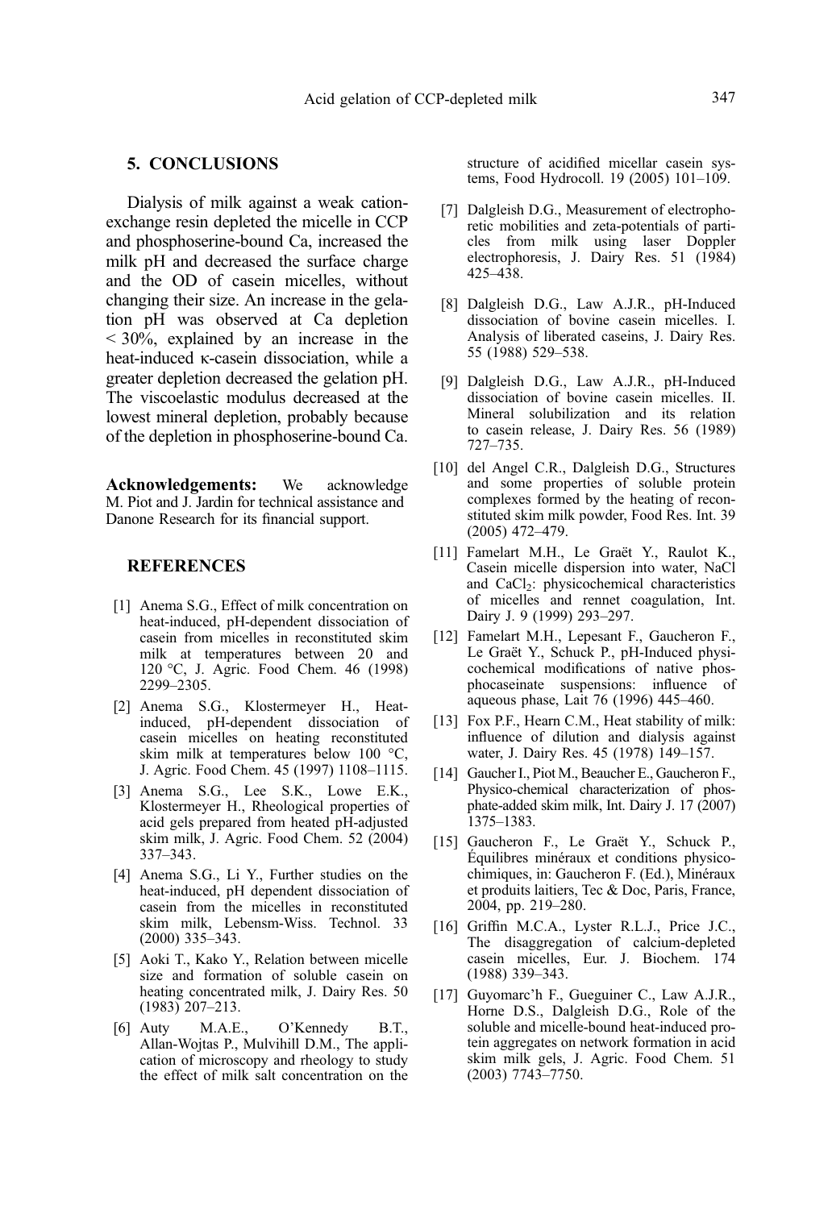## 5. CONCLUSIONS

Dialysis of milk against a weak cation-exchange resin depleted the micelle in CCP and phosphoserine-bound Ca, increased the milk pH and decreased the surface charge and the OD of casein micelles, without changing their size. An increase in the gelation pH was observed at Ca depletion < 30%, explained by an increase in the heat-induced κ-casein dissociation, while a greater depletion decreased the gelation pH. The viscoelastic modulus decreased at the lowest mineral depletion, probably because of the depletion in phosphoserine-bound Ca.

**Acknowledgements:** We acknowledge M. Piot and J. Jardin for technical assistance and Danone Research for its financial support.

## REFERENCES

[1] Anema S.G., Effect of milk concentration on heat-induced, pH-dependent dissociation of casein from micelles in reconstituted skim milk at temperatures between 20 and 120 °C, J. Agric. Food Chem. 46 (1998) 2299–2305.

[2] Anema S.G., Klostermeyer H., Heat-induced, pH-dependent dissociation of casein micelles on heating reconstituted skim milk at temperatures below 100 °C, J. Agric. Food Chem. 45 (1997) 1108–1115.

[3] Anema S.G., Lee S.K., Lowe E.K., Klostermeyer H., Rheological properties of acid gels prepared from heated pH-adjusted skim milk, J. Agric. Food Chem. 52 (2004) 337–343.

[4] Anema S.G., Li Y., Further studies on the heat-induced, pH dependent dissociation of casein from the micelles in reconstituted skim milk, Lebensm-Wiss. Technol. 33 (2000) 335–343.

[5] Aoki T., Kako Y., Relation between micelle size and formation of soluble casein on heating concentrated milk, J. Dairy Res. 50 (1983) 207–213.

[6] Auty M.A.E., O'Kennedy B.T., Allan-Wojtas P., Mulvihill D.M., The application of microscopy and rheology to study the effect of milk salt concentration on the structure of acidified micellar casein systems, Food Hydrocoll. 19 (2005) 101–109.

[7] Dalgleish D.G., Measurement of electrophoretic mobilities and zeta-potentials of particles from milk using laser Doppler electrophoresis, J. Dairy Res. 51 (1984) 425–438.

[8] Dalgleish D.G., Law A.J.R., pH-Induced dissociation of bovine casein micelles. I. Analysis of liberated caseins, J. Dairy Res. 55 (1988) 529–538.

[9] Dalgleish D.G., Law A.J.R., pH-Induced dissociation of bovine casein micelles. II. Mineral solubilization and its relation to casein release, J. Dairy Res. 56 (1989) 727–735.

[10] del Angel C.R., Dalgleish D.G., Structures and some properties of soluble protein complexes formed by the heating of reconstituted skim milk powder, Food Res. Int. 39 (2005) 472–479.

[11] Famelart M.H., Le Graët Y., Raulot K., Casein micelle dispersion into water, NaCl and $CaCl_2$: physicochemical characteristics of micelles and rennet coagulation, Int. Dairy J. 9 (1999) 293–297.

[12] Famelart M.H., Lepesant F., Gaucheron F., Le Graët Y., Schuck P., pH-Induced physicochemical modifications of native phosphocaseinate suspensions: influence of aqueous phase, Lait 76 (1996) 445–460.

[13] Fox P.F., Hearn C.M., Heat stability of milk: influence of dilution and dialysis against water, J. Dairy Res. 45 (1978) 149–157.

[14] Gaucher I., Piot M., Beaucher E., Gaucheron F., Physico-chemical characterization of phosphate-added skim milk, Int. Dairy J. 17 (2007) 1375–1383.

[15] Gaucheron F., Le Graët Y., Schuck P., Équilibres minéraux et conditions physicochimiques, in: Gaucheron F. (Ed.), Minéraux et produits laitiers, Tec & Doc, Paris, France, 2004, pp. 219–280.

[16] Griffin M.C.A., Lyster R.L.J., Price J.C., The disaggregation of calcium-depleted casein micelles, Eur. J. Biochem. 174 (1988) 339–343.

[17] Guyomarc'h F., Gueguiner C., Law A.J.R., Horne D.S., Dalgleish D.G., Role of the soluble and micelle-bound heat-induced protein aggregates on network formation in acid skim milk gels, J. Agric. Food Chem. 51 (2003) 7743–7750.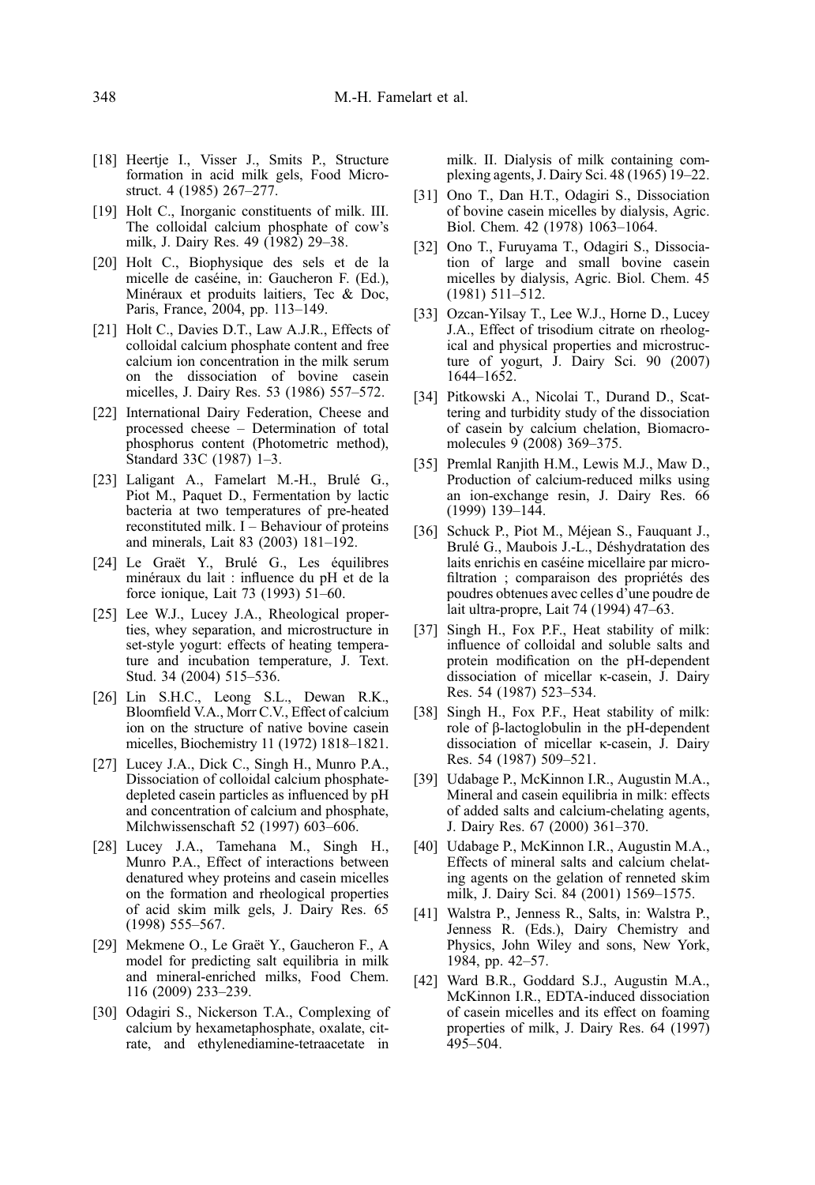[18] Heertje I., Visser J., Smits P., Structure formation in acid milk gels, Food Microstruct. 4 (1985) 267–277.

[19] Holt C., Inorganic constituents of milk. III. The colloidal calcium phosphate of cow's milk, J. Dairy Res. 49 (1982) 29–38.

[20] Holt C., Biophysique des sels et de la micelle de caséine, in: Gaucheron F. (Ed.), Minéraux et produits laitiers, Tec & Doc, Paris, France, 2004, pp. 113–149.

[21] Holt C., Davies D.T., Law A.J.R., Effects of colloidal calcium phosphate content and free calcium ion concentration in the milk serum on the dissociation of bovine casein micelles, J. Dairy Res. 53 (1986) 557–572.

[22] International Dairy Federation, Cheese and processed cheese – Determination of total phosphorus content (Photometric method), Standard 33C (1987) 1–3.

[23] Laligant A., Famelart M.-H., Brulé G., Piot M., Paquet D., Fermentation by lactic bacteria at two temperatures of pre-heated reconstituted milk. I – Behaviour of proteins and minerals, Lait 83 (2003) 181–192.

[24] Le Graët Y., Brulé G., Les équilibres minéraux du lait : influence du pH et de la force ionique, Lait 73 (1993) 51–60.

[25] Lee W.J., Lucey J.A., Rheological properties, whey separation, and microstructure in set-style yogurt: effects of heating temperature and incubation temperature, J. Text. Stud. 34 (2004) 515–536.

[26] Lin S.H.C., Leong S.L., Dewan R.K., Bloomfield V.A., Morr C.V., Effect of calcium ion on the structure of native bovine casein micelles, Biochemistry 11 (1972) 1818–1821.

[27] Lucey J.A., Dick C., Singh H., Munro P.A., Dissociation of colloidal calcium phosphate-depleted casein particles as influenced by pH and concentration of calcium and phosphate, Milchwissenschaft 52 (1997) 603–606.

[28] Lucey J.A., Tamehana M., Singh H., Munro P.A., Effect of interactions between denatured whey proteins and casein micelles on the formation and rheological properties of acid skim milk gels, J. Dairy Res. 65 (1998) 555–567.

[29] Mekmene O., Le Graët Y., Gaucheron F., A model for predicting salt equilibria in milk and mineral-enriched milks, Food Chem. 116 (2009) 233–239.

[30] Odagiri S., Nickerson T.A., Complexing of calcium by hexametaphosphate, oxalate, citrate, and ethylenediamine-tetraacetate in milk. II. Dialysis of milk containing complexing agents, J. Dairy Sci. 48 (1965) 19–22.

[31] Ono T., Dan H.T., Odagiri S., Dissociation of bovine casein micelles by dialysis, Agric. Biol. Chem. 42 (1978) 1063–1064.

[32] Ono T., Furuyama T., Odagiri S., Dissociation of large and small bovine casein micelles by dialysis, Agric. Biol. Chem. 45 (1981) 511–512.

[33] Ozcan-Yilsay T., Lee W.J., Horne D., Lucey J.A., Effect of trisodium citrate on rheological and physical properties and microstructure of yogurt, J. Dairy Sci. 90 (2007) 1644–1652.

[34] Pitkowski A., Nicolai T., Durand D., Scattering and turbidity study of the dissociation of casein by calcium chelation, Biomacromolecules 9 (2008) 369–375.

[35] Premlal Ranjith H.M., Lewis M.J., Maw D., Production of calcium-reduced milks using an ion-exchange resin, J. Dairy Res. 66 (1999) 139–144.

[36] Schuck P., Piot M., Méjean S., Fauquant J., Brulé G., Maubois J.-L., Déshydratation des laits enrichis en caséine micellaire par microfiltration ; comparaison des propriétés des poudres obtenues avec celles d'une poudre de lait ultra-propre, Lait 74 (1994) 47–63.

[37] Singh H., Fox P.F., Heat stability of milk: influence of colloidal and soluble salts and protein modification on the pH-dependent dissociation of micellar κ-casein, J. Dairy Res. 54 (1987) 523–534.

[38] Singh H., Fox P.F., Heat stability of milk: role of β-lactoglobulin in the pH-dependent dissociation of micellar κ-casein, J. Dairy Res. 54 (1987) 509–521.

[39] Udabage P., McKinnon I.R., Augustin M.A., Mineral and casein equilibria in milk: effects of added salts and calcium-chelating agents, J. Dairy Res. 67 (2000) 361–370.

[40] Udabage P., McKinnon I.R., Augustin M.A., Effects of mineral salts and calcium chelating agents on the gelation of renneted skim milk, J. Dairy Sci. 84 (2001) 1569–1575.

[41] Walstra P., Jenness R., Salts, in: Walstra P., Jenness R. (Eds.), Dairy Chemistry and Physics, John Wiley and sons, New York, 1984, pp. 42–57.

[42] Ward B.R., Goddard S.J., Augustin M.A., McKinnon I.R., EDTA-induced dissociation of casein micelles and its effect on foaming properties of milk, J. Dairy Res. 64 (1997) 495–504.